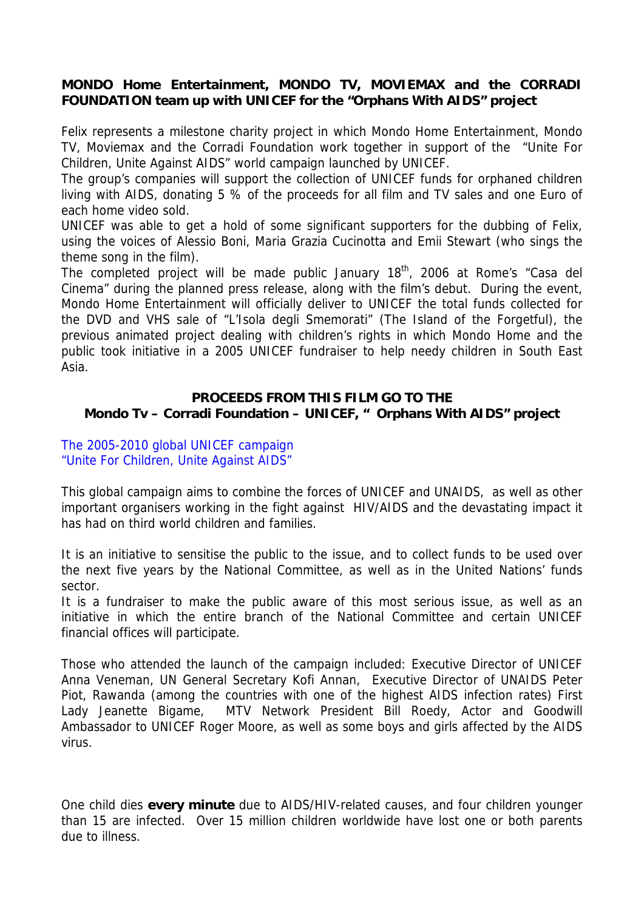**MONDO Home Entertainment, MONDO TV, MOVIEMAX and the CORRADI FOUNDATION team up with UNICEF for the "Orphans With AIDS" project**

Felix represents a milestone charity project in which Mondo Home Entertainment, Mondo TV, Moviemax and the Corradi Foundation work together in support of the "Unite For Children, Unite Against AIDS" world campaign launched by UNICEF.

The group's companies will support the collection of UNICEF funds for orphaned children living with AIDS, donating 5 % of the proceeds for all film and TV sales and one Euro of each home video sold.

UNICEF was able to get a hold of some significant supporters for the dubbing of Felix, using the voices of Alessio Boni, Maria Grazia Cucinotta and Emii Stewart (who sings the theme song in the film).

The completed project will be made public January 18th, 2006 at Rome's "Casa del Cinema" during the planned press release, along with the film's debut. During the event, Mondo Home Entertainment will officially deliver to UNICEF the total funds collected for the DVD and VHS sale of "L'Isola degli Smemorati" (The Island of the Forgetful), the previous animated project dealing with children's rights in which Mondo Home and the public took initiative in a 2005 UNICEF fundraiser to help needy children in South East Asia.

**PROCEEDS FROM THIS FILM GO TO THE**
**Mondo Tv – Corradi Foundation – UNICEF, " Orphans With AIDS" project**

The 2005-2010 global UNICEF campaign
"Unite For Children, Unite Against AIDS"

This global campaign aims to combine the forces of UNICEF and UNAIDS, as well as other important organisers working in the fight against HIV/AIDS and the devastating impact it has had on third world children and families.

It is an initiative to sensitise the public to the issue, and to collect funds to be used over the next five years by the National Committee, as well as in the United Nations' funds sector.

It is a fundraiser to make the public aware of this most serious issue, as well as an initiative in which the entire branch of the National Committee and certain UNICEF financial offices will participate.

Those who attended the launch of the campaign included: Executive Director of UNICEF Anna Veneman, UN General Secretary Kofi Annan, Executive Director of UNAIDS Peter Piot, Rawanda (among the countries with one of the highest AIDS infection rates) First Lady Jeanette Bigame, MTV Network President Bill Roedy, Actor and Goodwill Ambassador to UNICEF Roger Moore, as well as some boys and girls affected by the AIDS virus.

One child dies **every minute** due to AIDS/HIV-related causes, and four children younger than 15 are infected. Over 15 million children worldwide have lost one or both parents due to illness.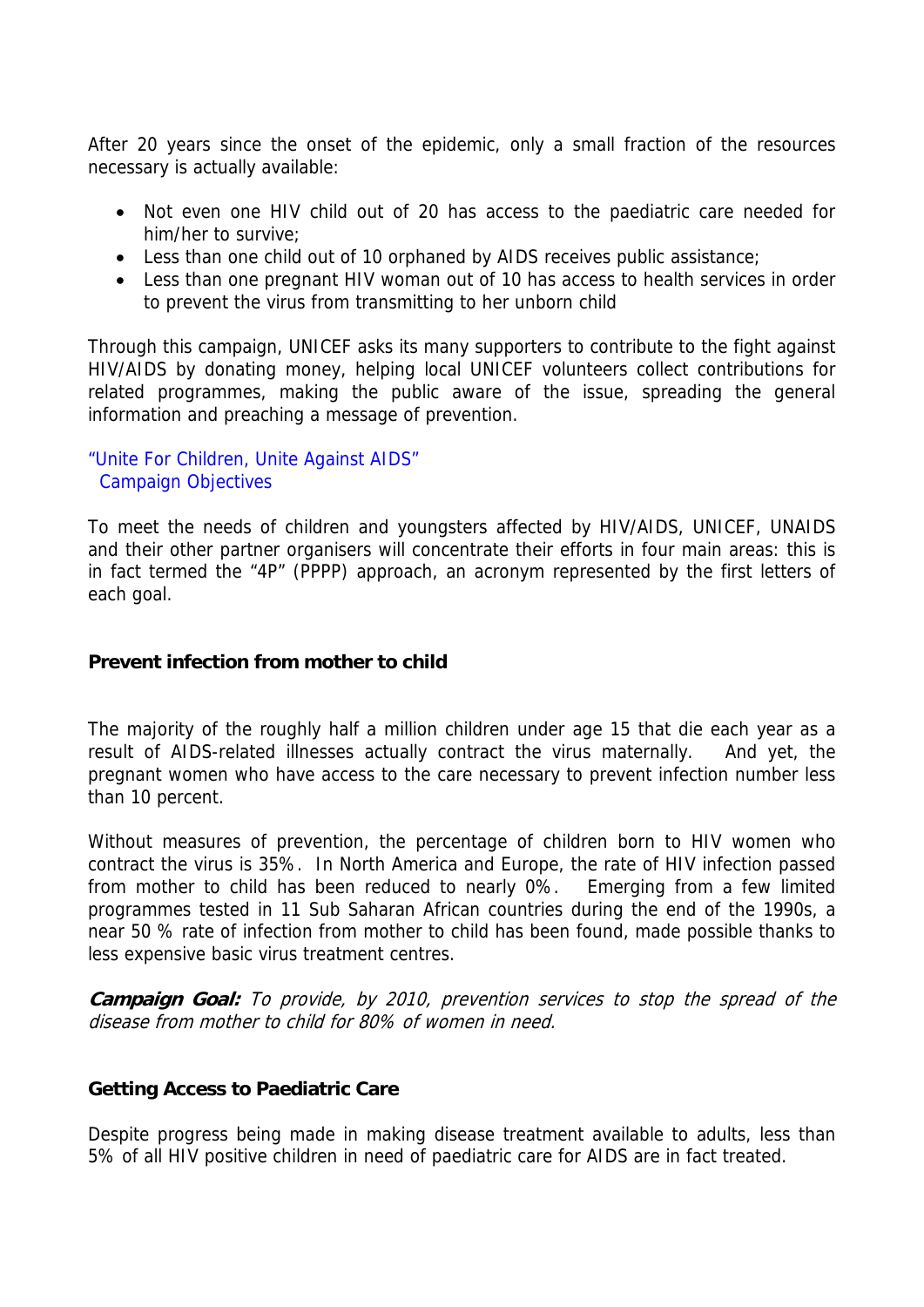After 20 years since the onset of the epidemic, only a small fraction of the resources necessary is actually available:

- Not even one HIV child out of 20 has access to the paediatric care needed for him/her to survive;
- Less than one child out of 10 orphaned by AIDS receives public assistance;
- Less than one pregnant HIV woman out of 10 has access to health services in order to prevent the virus from transmitting to her unborn child

Through this campaign, UNICEF asks its many supporters to contribute to the fight against HIV/AIDS by donating money, helping local UNICEF volunteers collect contributions for related programmes, making the public aware of the issue, spreading the general information and preaching a message of prevention.

"Unite For Children, Unite Against AIDS"
Campaign Objectives

To meet the needs of children and youngsters affected by HIV/AIDS, UNICEF, UNAIDS and their other partner organisers will concentrate their efforts in four main areas: this is in fact termed the "4P" (PPPP) approach, an acronym represented by the first letters of each goal.

**Prevent infection from mother to child**

The majority of the roughly half a million children under age 15 that die each year as a result of AIDS-related illnesses actually contract the virus maternally. And yet, the pregnant women who have access to the care necessary to prevent infection number less than 10 percent.

Without measures of prevention, the percentage of children born to HIV women who contract the virus is 35%. In North America and Europe, the rate of HIV infection passed from mother to child has been reduced to nearly 0%. Emerging from a few limited programmes tested in 11 Sub Saharan African countries during the end of the 1990s, a near 50 % rate of infection from mother to child has been found, made possible thanks to less expensive basic virus treatment centres.

***Campaign Goal:*** *To provide, by 2010, prevention services to stop the spread of the disease from mother to child for 80% of women in need.*

**Getting Access to Paediatric Care**

Despite progress being made in making disease treatment available to adults, less than 5% of all HIV positive children in need of paediatric care for AIDS are in fact treated.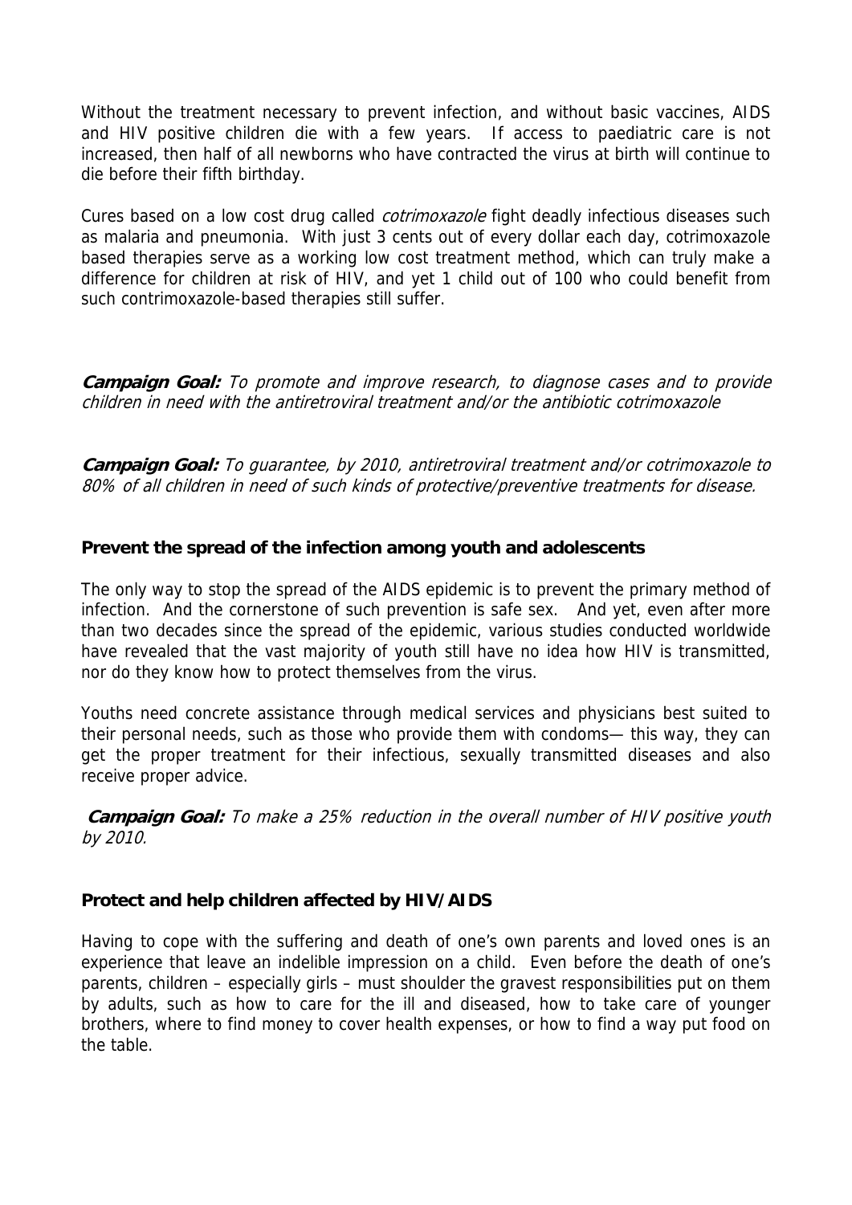Without the treatment necessary to prevent infection, and without basic vaccines, AIDS and HIV positive children die with a few years. If access to paediatric care is not increased, then half of all newborns who have contracted the virus at birth will continue to die before their fifth birthday.

Cures based on a low cost drug called *cotrimoxazole* fight deadly infectious diseases such as malaria and pneumonia. With just 3 cents out of every dollar each day, cotrimoxazole based therapies serve as a working low cost treatment method, which can truly make a difference for children at risk of HIV, and yet 1 child out of 100 who could benefit from such contrimoxazole-based therapies still suffer.

***Campaign Goal:*** *To promote and improve research, to diagnose cases and to provide children in need with the antiretroviral treatment and/or the antibiotic cotrimoxazole*

***Campaign Goal:*** *To guarantee, by 2010, antiretroviral treatment and/or cotrimoxazole to 80% of all children in need of such kinds of protective/preventive treatments for disease.*

**Prevent the spread of the infection among youth and adolescents**

The only way to stop the spread of the AIDS epidemic is to prevent the primary method of infection. And the cornerstone of such prevention is safe sex. And yet, even after more than two decades since the spread of the epidemic, various studies conducted worldwide have revealed that the vast majority of youth still have no idea how HIV is transmitted, nor do they know how to protect themselves from the virus.

Youths need concrete assistance through medical services and physicians best suited to their personal needs, such as those who provide them with condoms— this way, they can get the proper treatment for their infectious, sexually transmitted diseases and also receive proper advice.

***Campaign Goal:*** *To make a 25% reduction in the overall number of HIV positive youth by 2010.*

**Protect and help children affected by HIV/AIDS**

Having to cope with the suffering and death of one's own parents and loved ones is an experience that leave an indelible impression on a child. Even before the death of one's parents, children – especially girls – must shoulder the gravest responsibilities put on them by adults, such as how to care for the ill and diseased, how to take care of younger brothers, where to find money to cover health expenses, or how to find a way put food on the table.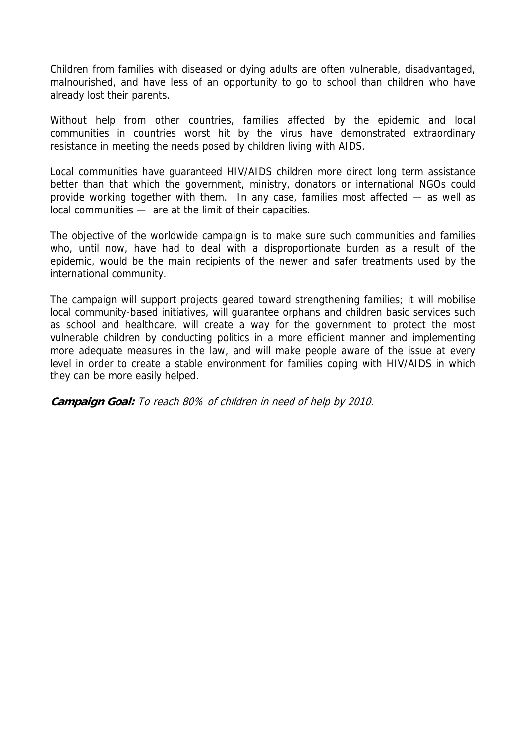Children from families with diseased or dying adults are often vulnerable, disadvantaged, malnourished, and have less of an opportunity to go to school than children who have already lost their parents.

Without help from other countries, families affected by the epidemic and local communities in countries worst hit by the virus have demonstrated extraordinary resistance in meeting the needs posed by children living with AIDS.

Local communities have guaranteed HIV/AIDS children more direct long term assistance better than that which the government, ministry, donators or international NGOs could provide working together with them. In any case, families most affected — as well as local communities — are at the limit of their capacities.

The objective of the worldwide campaign is to make sure such communities and families who, until now, have had to deal with a disproportionate burden as a result of the epidemic, would be the main recipients of the newer and safer treatments used by the international community.

The campaign will support projects geared toward strengthening families; it will mobilise local community-based initiatives, will guarantee orphans and children basic services such as school and healthcare, will create a way for the government to protect the most vulnerable children by conducting politics in a more efficient manner and implementing more adequate measures in the law, and will make people aware of the issue at every level in order to create a stable environment for families coping with HIV/AIDS in which they can be more easily helped.

***Campaign Goal:*** *To reach 80% of children in need of help by 2010.*